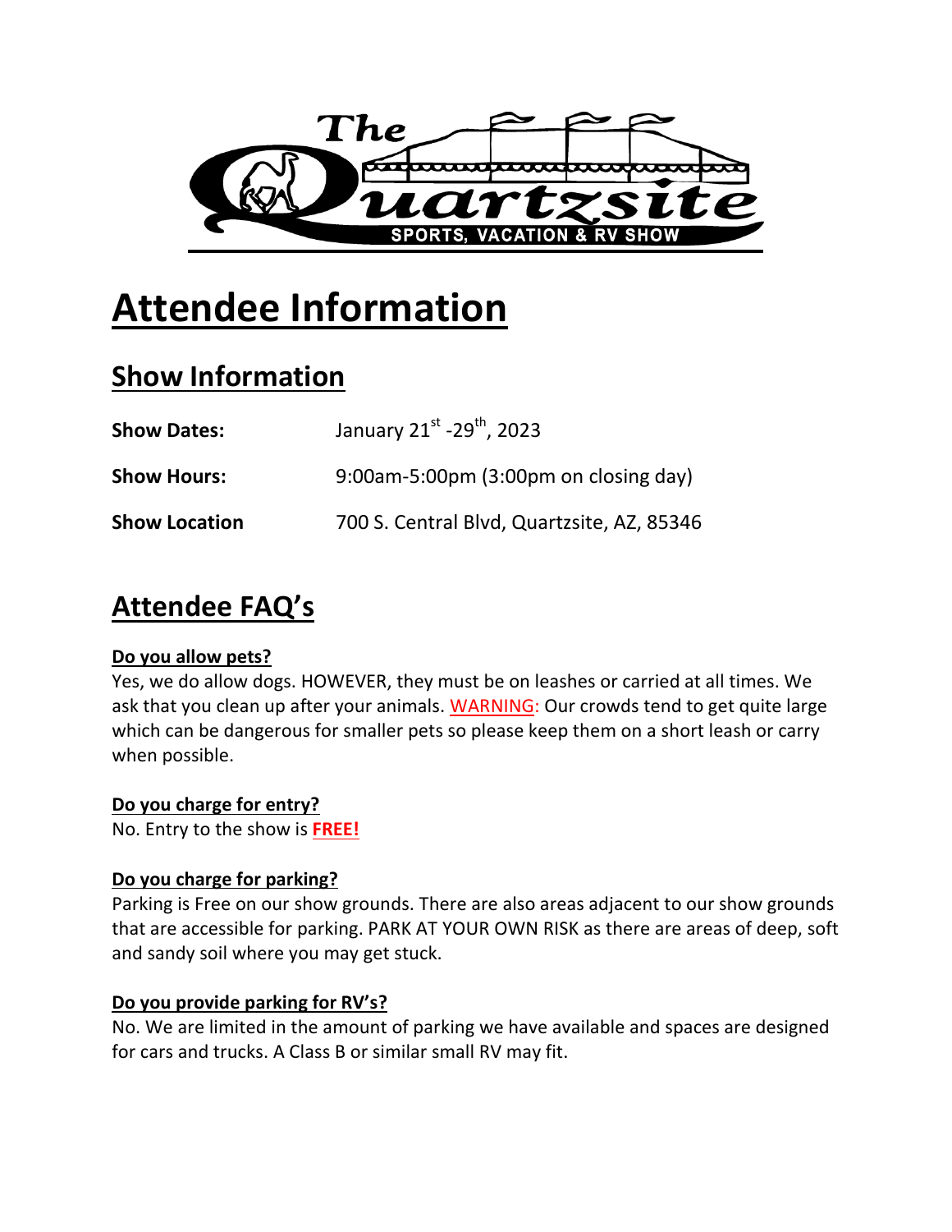The Quartzsite SPORTS, VACATION & RV SHOW

# Attendee Information

## Show Information

| | |
|---|---|
| **Show Dates:** | January 21st -29th, 2023 |
| **Show Hours:** | 9:00am-5:00pm (3:00pm on closing day) |
| **Show Location** | 700 S. Central Blvd, Quartzsite, AZ, 85346 |

## Attendee FAQ's

**Do you allow pets?**
Yes, we do allow dogs. HOWEVER, they must be on leashes or carried at all times. We ask that you clean up after your animals. WARNING: Our crowds tend to get quite large which can be dangerous for smaller pets so please keep them on a short leash or carry when possible.

**Do you charge for entry?**
No. Entry to the show is **FREE!**

**Do you charge for parking?**
Parking is Free on our show grounds. There are also areas adjacent to our show grounds that are accessible for parking. PARK AT YOUR OWN RISK as there are areas of deep, soft and sandy soil where you may get stuck.

**Do you provide parking for RV's?**
No. We are limited in the amount of parking we have available and spaces are designed for cars and trucks. A Class B or similar small RV may fit.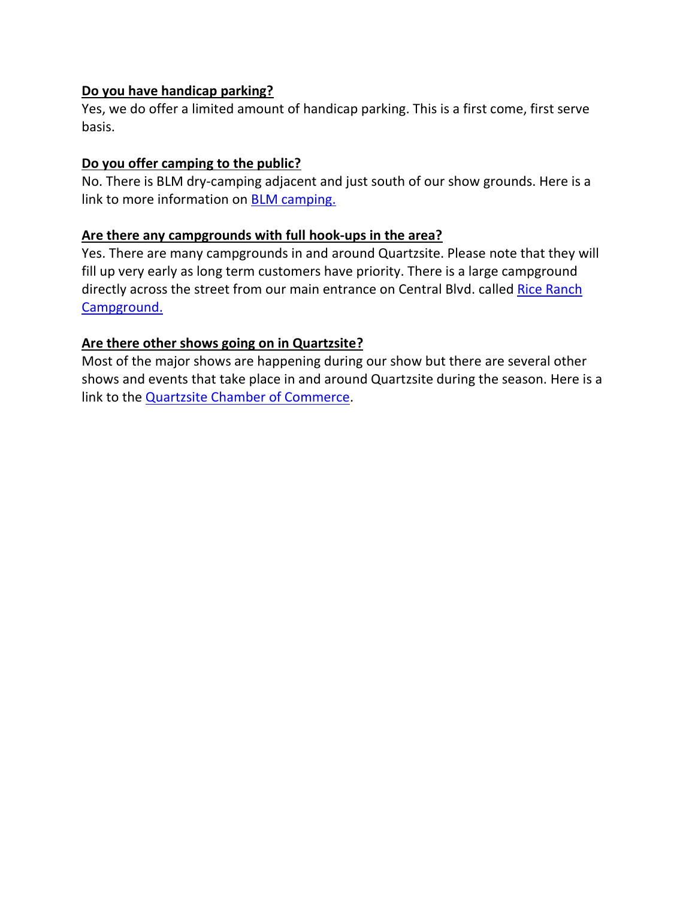**Do you have handicap parking?**

Yes, we do offer a limited amount of handicap parking. This is a first come, first serve basis.

**Do you offer camping to the public?**

No. There is BLM dry-camping adjacent and just south of our show grounds. Here is a link to more information on BLM camping.

**Are there any campgrounds with full hook-ups in the area?**

Yes. There are many campgrounds in and around Quartzsite. Please note that they will fill up very early as long term customers have priority. There is a large campground directly across the street from our main entrance on Central Blvd. called Rice Ranch Campground.

**Are there other shows going on in Quartzsite?**

Most of the major shows are happening during our show but there are several other shows and events that take place in and around Quartzsite during the season. Here is a link to the Quartzsite Chamber of Commerce.